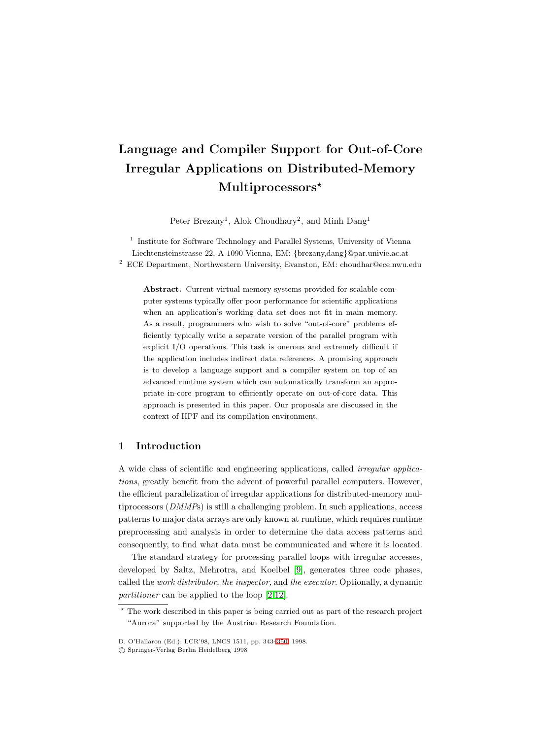# Language and Compiler Support for Out-of-Core Irregular Applications on Distributed-Memory Multiprocessors*

Peter Brezany[1], Alok Choudhary[2], and Minh Dang[1]

[1] Institute for Software Technology and Parallel Systems, University of Vienna Liechtensteinstrasse 22, A-1090 Vienna, EM: {brezany,dang}@par.univie.ac.at

[2] ECE Department, Northwestern University, Evanston, EM: choudhar@ece.nwu.edu

**Abstract.** Current virtual memory systems provided for scalable computer systems typically offer poor performance for scientific applications when an application's working data set does not fit in main memory. As a result, programmers who wish to solve "out-of-core" problems efficiently typically write a separate version of the parallel program with explicit I/O operations. This task is onerous and extremely difficult if the application includes indirect data references. A promising approach is to develop a language support and a compiler system on top of an advanced runtime system which can automatically transform an appropriate in-core program to efficiently operate on out-of-core data. This approach is presented in this paper. Our proposals are discussed in the context of HPF and its compilation environment.

## 1 Introduction

A wide class of scientific and engineering applications, called *irregular applications*, greatly benefit from the advent of powerful parallel computers. However, the efficient parallelization of irregular applications for distributed-memory multiprocessors (*DMMPs*) is still a challenging problem. In such applications, access patterns to major data arrays are only known at runtime, which requires runtime preprocessing and analysis in order to determine the data access patterns and consequently, to find what data must be communicated and where it is located.

The standard strategy for processing parallel loops with irregular accesses, developed by Saltz, Mehrotra, and Koelbel [9], generates three code phases, called the *work distributor, the inspector,* and *the executor*. Optionally, a dynamic *partitioner* can be applied to the loop [2,12].

* The work described in this paper is being carried out as part of the research project "Aurora" supported by the Austrian Research Foundation.

D. O'Hallaron (Ed.): LCR'98, LNCS 1511, pp. 343–350, 1998.
© Springer-Verlag Berlin Heidelberg 1998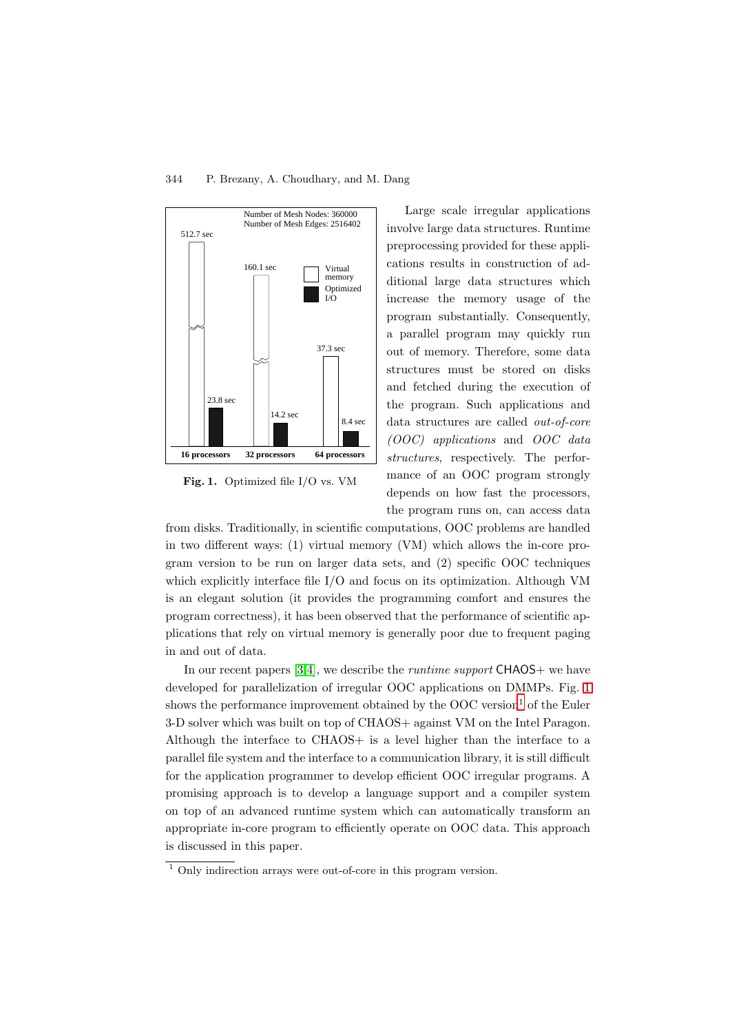Number of Mesh Nodes: 360000
Number of Mesh Edges: 2516402

Virtual memory
Optimized I/O

512.7 sec
23.8 sec
16 processors

160.1 sec
14.2 sec
32 processors

37.3 sec
8.4 sec
64 processors

**Fig. 1.** Optimized file I/O vs. VM

Large scale irregular applications involve large data structures. Runtime preprocessing provided for these applications results in construction of additional large data structures which increase the memory usage of the program substantially. Consequently, a parallel program may quickly run out of memory. Therefore, some data structures must be stored on disks and fetched during the execution of the program. Such applications and data structures are called *out-of-core (OOC) applications* and *OOC data structures*, respectively. The performance of an OOC program strongly depends on how fast the processors, the program runs on, can access data from disks. Traditionally, in scientific computations, OOC problems are handled in two different ways: (1) virtual memory (VM) which allows the in-core program version to be run on larger data sets, and (2) specific OOC techniques which explicitly interface file I/O and focus on its optimization. Although VM is an elegant solution (it provides the programming comfort and ensures the program correctness), it has been observed that the performance of scientific applications that rely on virtual memory is generally poor due to frequent paging in and out of data.

In our recent papers [3,4], we describe the *runtime support* CHAOS+ we have developed for parallelization of irregular OOC applications on DMMPs. Fig. 1 shows the performance improvement obtained by the OOC version[1] of the Euler 3-D solver which was built on top of CHAOS+ against VM on the Intel Paragon. Although the interface to CHAOS+ is a level higher than the interface to a parallel file system and the interface to a communication library, it is still difficult for the application programmer to develop efficient OOC irregular programs. A promising approach is to develop a language support and a compiler system on top of an advanced runtime system which can automatically transform an appropriate in-core program to efficiently operate on OOC data. This approach is discussed in this paper.

[1] Only indirection arrays were out-of-core in this program version.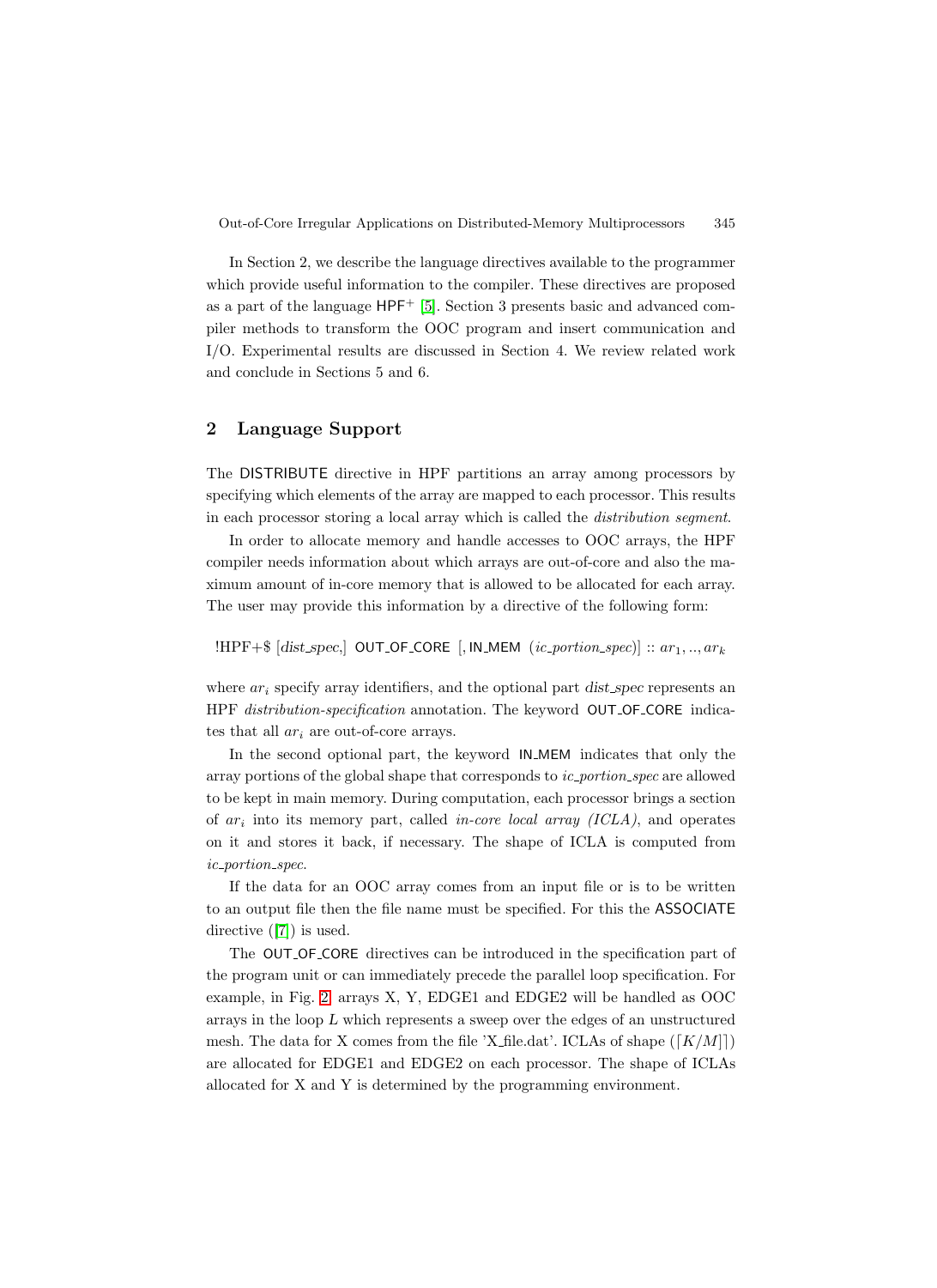In Section 2, we describe the language directives available to the programmer which provide useful information to the compiler. These directives are proposed as a part of the language HPF$^+$ [5]. Section 3 presents basic and advanced compiler methods to transform the OOC program and insert communication and I/O. Experimental results are discussed in Section 4. We review related work and conclude in Sections 5 and 6.

## 2 Language Support

The DISTRIBUTE directive in HPF partitions an array among processors by specifying which elements of the array are mapped to each processor. This results in each processor storing a local array which is called the *distribution segment*.

In order to allocate memory and handle accesses to OOC arrays, the HPF compiler needs information about which arrays are out-of-core and also the maximum amount of in-core memory that is allowed to be allocated for each array. The user may provide this information by a directive of the following form:

!HPF+$ [*dist_spec*,] OUT_OF_CORE [, IN_MEM (*ic_portion_spec*)] :: $ar_1, .., ar_k$

where $ar_i$ specify array identifiers, and the optional part *dist_spec* represents an HPF *distribution-specification* annotation. The keyword OUT_OF_CORE indicates that all $ar_i$ are out-of-core arrays.

In the second optional part, the keyword IN_MEM indicates that only the array portions of the global shape that corresponds to *ic_portion_spec* are allowed to be kept in main memory. During computation, each processor brings a section of $ar_i$ into its memory part, called *in-core local array (ICLA)*, and operates on it and stores it back, if necessary. The shape of ICLA is computed from *ic_portion_spec*.

If the data for an OOC array comes from an input file or is to be written to an output file then the file name must be specified. For this the ASSOCIATE directive ([7]) is used.

The OUT_OF_CORE directives can be introduced in the specification part of the program unit or can immediately precede the parallel loop specification. For example, in Fig. 2 arrays X, Y, EDGE1 and EDGE2 will be handled as OOC arrays in the loop $L$ which represents a sweep over the edges of an unstructured mesh. The data for X comes from the file 'X_file.dat'. ICLAs of shape ($\lceil K/M \rceil$) are allocated for EDGE1 and EDGE2 on each processor. The shape of ICLAs allocated for X and Y is determined by the programming environment.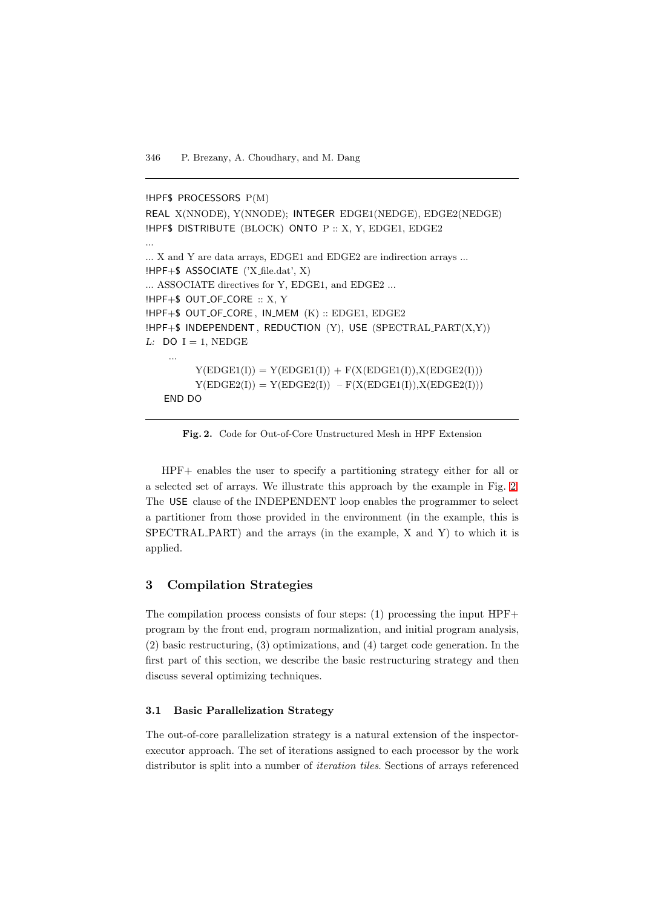```
!HPF$ PROCESSORS P(M)
REAL X(NNODE), Y(NNODE); INTEGER EDGE1(NEDGE), EDGE2(NEDGE)
!HPF$ DISTRIBUTE (BLOCK) ONTO P :: X, Y, EDGE1, EDGE2
...
... X and Y are data arrays, EDGE1 and EDGE2 are indirection arrays ...
!HPF+$ ASSOCIATE ('X_file.dat', X)
... ASSOCIATE directives for Y, EDGE1, and EDGE2 ...
!HPF+$ OUT_OF_CORE :: X, Y
!HPF+$ OUT_OF_CORE, IN_MEM (K) :: EDGE1, EDGE2
!HPF+$ INDEPENDENT, REDUCTION (Y), USE (SPECTRAL_PART(X,Y))
L: DO I = 1, NEDGE
     ...
        Y(EDGE1(I)) = Y(EDGE1(I)) + F(X(EDGE1(I)),X(EDGE2(I)))
        Y(EDGE2(I)) = Y(EDGE2(I)) - F(X(EDGE1(I)),X(EDGE2(I)))
   END DO
```

**Fig. 2.** Code for Out-of-Core Unstructured Mesh in HPF Extension

HPF+ enables the user to specify a partitioning strategy either for all or a selected set of arrays. We illustrate this approach by the example in Fig. 2. The USE clause of the INDEPENDENT loop enables the programmer to select a partitioner from those provided in the environment (in the example, this is SPECTRAL_PART) and the arrays (in the example, X and Y) to which it is applied.

## 3 Compilation Strategies

The compilation process consists of four steps: (1) processing the input HPF+ program by the front end, program normalization, and initial program analysis, (2) basic restructuring, (3) optimizations, and (4) target code generation. In the first part of this section, we describe the basic restructuring strategy and then discuss several optimizing techniques.

### 3.1 Basic Parallelization Strategy

The out-of-core parallelization strategy is a natural extension of the inspector-executor approach. The set of iterations assigned to each processor by the work distributor is split into a number of *iteration tiles*. Sections of arrays referenced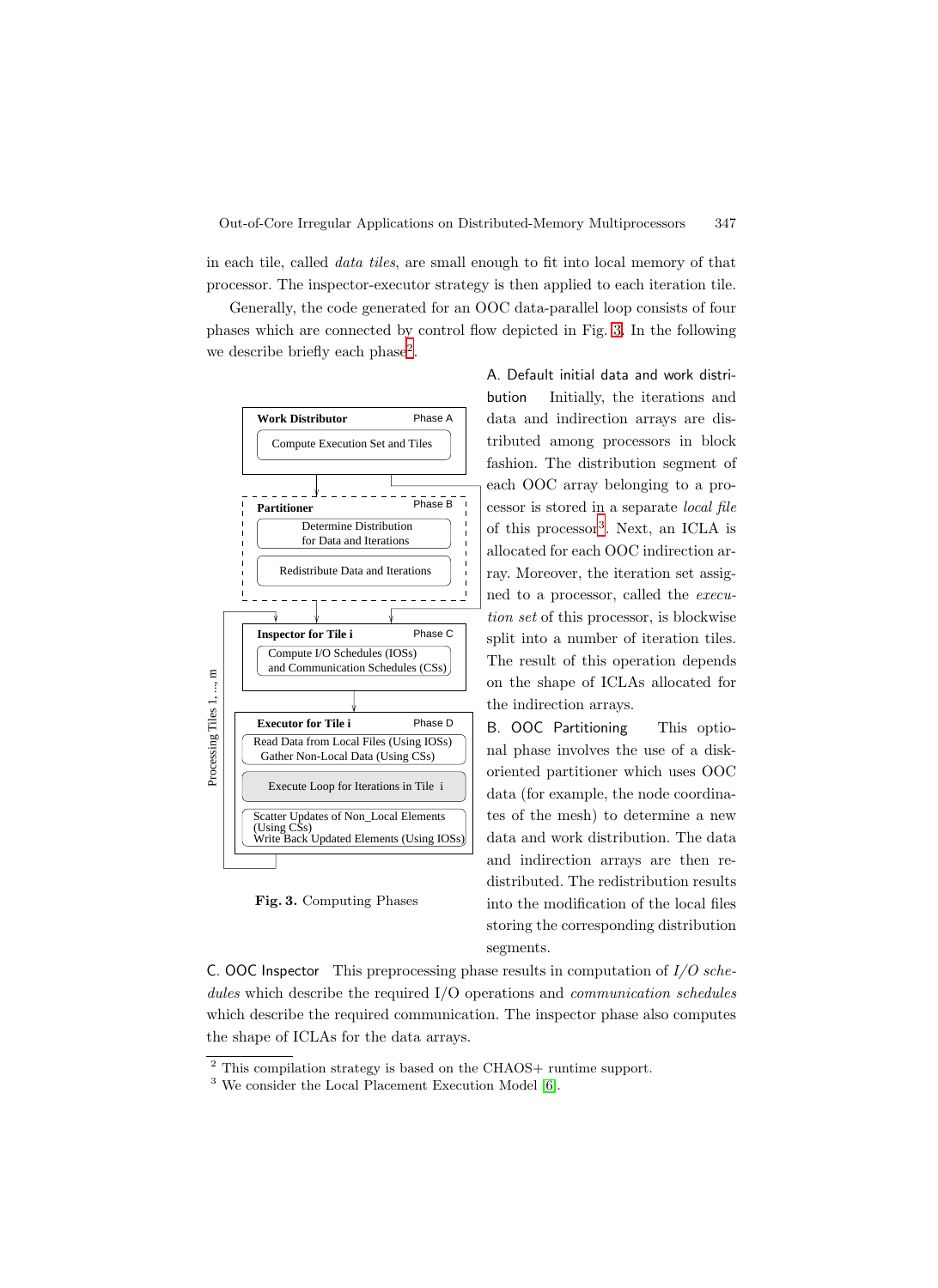in each tile, called *data tiles*, are small enough to fit into local memory of that processor. The inspector-executor strategy is then applied to each iteration tile.

Generally, the code generated for an OOC data-parallel loop consists of four phases which are connected by control flow depicted in Fig. 3. In the following we describe briefly each phase[2].

Work Distributor
Phase A
Compute Execution Set and Tiles

Partitioner
Phase B
Determine Distribution for Data and Iterations
Redistribute Data and Iterations

Inspector for Tile i
Phase C
Compute I/O Schedules (IOSs) and Communication Schedules (CSs)

Executor for Tile i
Phase D
Read Data from Local Files (Using IOSs)
Gather Non-Local Data (Using CSs)
Execute Loop for Iterations in Tile i
Scatter Updates of Non_Local Elements (Using CSs)
Write Back Updated Elements (Using IOSs)

Processing Tiles 1, ..., m

**Fig. 3.** Computing Phases

A. Default initial data and work distribution   Initially, the iterations and data and indirection arrays are distributed among processors in block fashion. The distribution segment of each OOC array belonging to a processor is stored in a separate *local file* of this processor[3]. Next, an ICLA is allocated for each OOC indirection array. Moreover, the iteration set assigned to a processor, called the *execution set* of this processor, is blockwise split into a number of iteration tiles. The result of this operation depends on the shape of ICLAs allocated for the indirection arrays.

B. OOC Partitioning   This optional phase involves the use of a disk-oriented partitioner which uses OOC data (for example, the node coordinates of the mesh) to determine a new data and work distribution. The data and indirection arrays are then redistributed. The redistribution results into the modification of the local files storing the corresponding distribution segments.

C. OOC Inspector   This preprocessing phase results in computation of *I/O schedules* which describe the required I/O operations and *communication schedules* which describe the required communication. The inspector phase also computes the shape of ICLAs for the data arrays.

[2] This compilation strategy is based on the CHAOS+ runtime support.
[3] We consider the Local Placement Execution Model [6].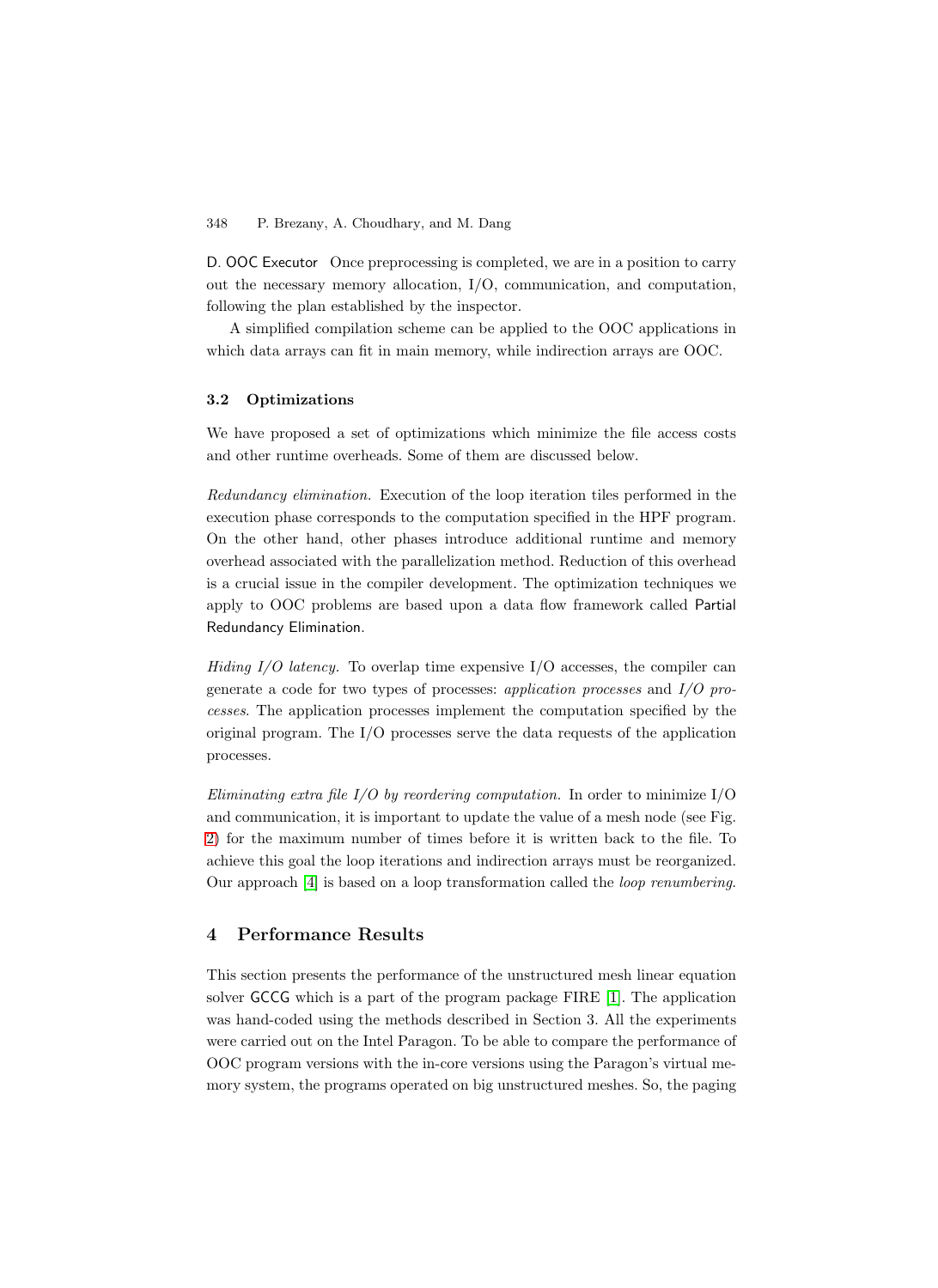D. OOC Executor Once preprocessing is completed, we are in a position to carry out the necessary memory allocation, I/O, communication, and computation, following the plan established by the inspector.

A simplified compilation scheme can be applied to the OOC applications in which data arrays can fit in main memory, while indirection arrays are OOC.

### 3.2 Optimizations

We have proposed a set of optimizations which minimize the file access costs and other runtime overheads. Some of them are discussed below.

*Redundancy elimination.* Execution of the loop iteration tiles performed in the execution phase corresponds to the computation specified in the HPF program. On the other hand, other phases introduce additional runtime and memory overhead associated with the parallelization method. Reduction of this overhead is a crucial issue in the compiler development. The optimization techniques we apply to OOC problems are based upon a data flow framework called Partial Redundancy Elimination.

*Hiding I/O latency.* To overlap time expensive I/O accesses, the compiler can generate a code for two types of processes: *application processes* and *I/O processes*. The application processes implement the computation specified by the original program. The I/O processes serve the data requests of the application processes.

*Eliminating extra file I/O by reordering computation.* In order to minimize I/O and communication, it is important to update the value of a mesh node (see Fig. 2) for the maximum number of times before it is written back to the file. To achieve this goal the loop iterations and indirection arrays must be reorganized. Our approach [4] is based on a loop transformation called the *loop renumbering*.

## 4 Performance Results

This section presents the performance of the unstructured mesh linear equation solver GCCG which is a part of the program package FIRE [1]. The application was hand-coded using the methods described in Section 3. All the experiments were carried out on the Intel Paragon. To be able to compare the performance of OOC program versions with the in-core versions using the Paragon's virtual memory system, the programs operated on big unstructured meshes. So, the paging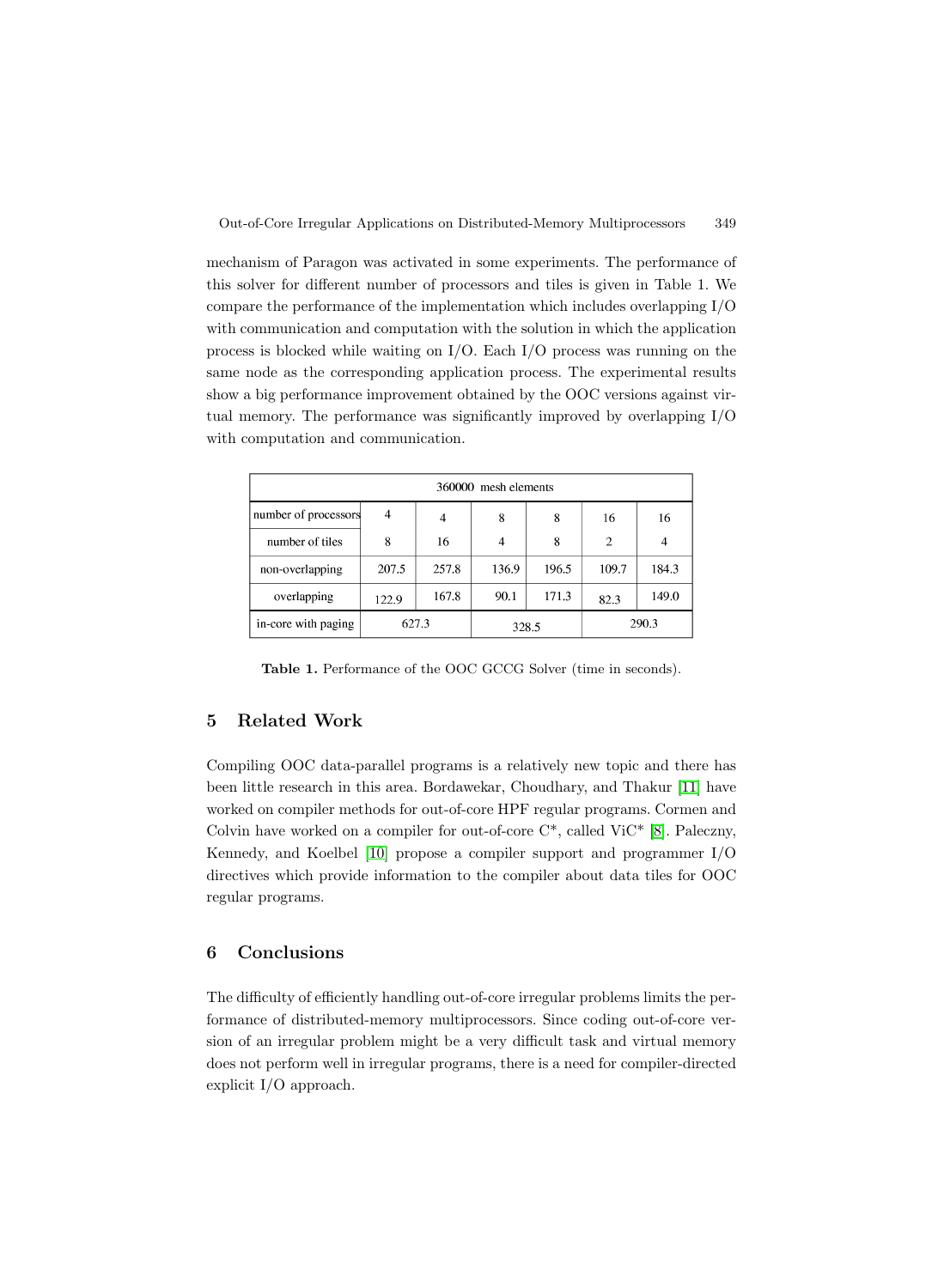mechanism of Paragon was activated in some experiments. The performance of this solver for different number of processors and tiles is given in Table 1. We compare the performance of the implementation which includes overlapping I/O with communication and computation with the solution in which the application process is blocked while waiting on I/O. Each I/O process was running on the same node as the corresponding application process. The experimental results show a big performance improvement obtained by the OOC versions against virtual memory. The performance was significantly improved by overlapping I/O with computation and communication.

| 360000 mesh elements | | | | | | |
|---|---|---|---|---|---|---|
| number of processors | 4 | 4 | 8 | 8 | 16 | 16 |
| number of tiles | 8 | 16 | 4 | 8 | 2 | 4 |
| non-overlapping | 207.5 | 257.8 | 136.9 | 196.5 | 109.7 | 184.3 |
| overlapping | 122.9 | 167.8 | 90.1 | 171.3 | 82.3 | 149.0 |
| in-core with paging | 627.3 | | 328.5 | | 290.3 | |

**Table 1.** Performance of the OOC GCCG Solver (time in seconds).

## 5 Related Work

Compiling OOC data-parallel programs is a relatively new topic and there has been little research in this area. Bordawekar, Choudhary, and Thakur [11] have worked on compiler methods for out-of-core HPF regular programs. Cormen and Colvin have worked on a compiler for out-of-core C*, called ViC* [8]. Paleczny, Kennedy, and Koelbel [10] propose a compiler support and programmer I/O directives which provide information to the compiler about data tiles for OOC regular programs.

## 6 Conclusions

The difficulty of efficiently handling out-of-core irregular problems limits the performance of distributed-memory multiprocessors. Since coding out-of-core version of an irregular problem might be a very difficult task and virtual memory does not perform well in irregular programs, there is a need for compiler-directed explicit I/O approach.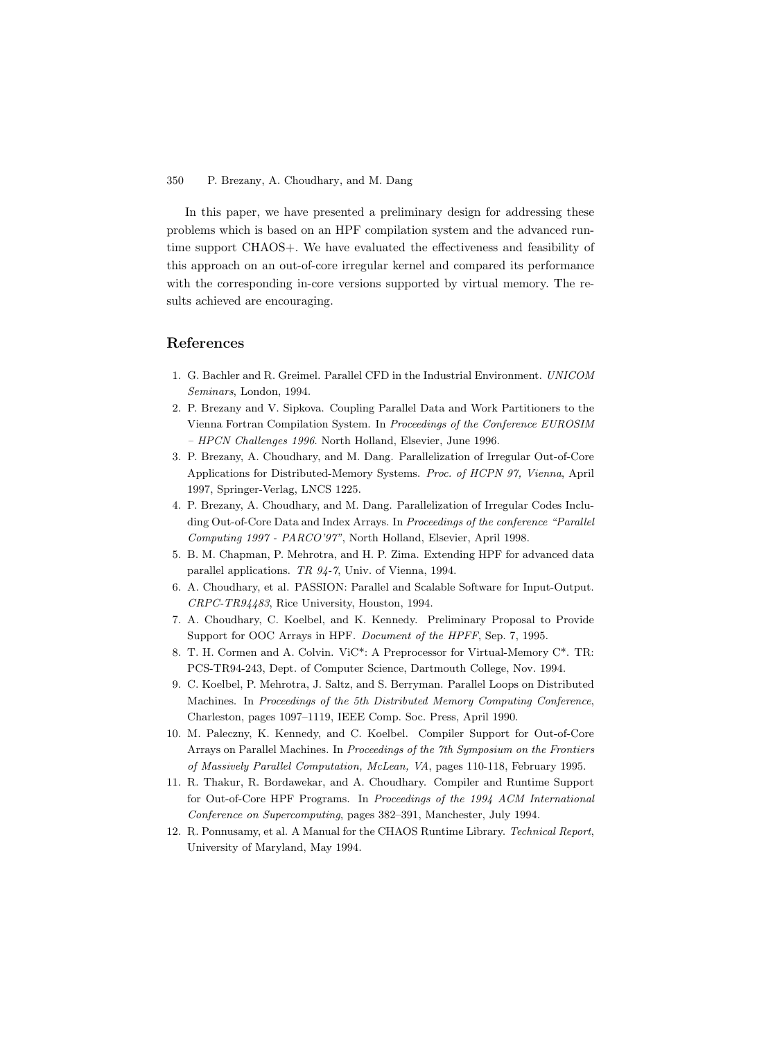In this paper, we have presented a preliminary design for addressing these problems which is based on an HPF compilation system and the advanced runtime support CHAOS+. We have evaluated the effectiveness and feasibility of this approach on an out-of-core irregular kernel and compared its performance with the corresponding in-core versions supported by virtual memory. The results achieved are encouraging.

## References

1. G. Bachler and R. Greimel. Parallel CFD in the Industrial Environment. *UNICOM Seminars*, London, 1994.
2. P. Brezany and V. Sipkova. Coupling Parallel Data and Work Partitioners to the Vienna Fortran Compilation System. In *Proceedings of the Conference EUROSIM – HPCN Challenges 1996*. North Holland, Elsevier, June 1996.
3. P. Brezany, A. Choudhary, and M. Dang. Parallelization of Irregular Out-of-Core Applications for Distributed-Memory Systems. *Proc. of HCPN 97, Vienna*, April 1997, Springer-Verlag, LNCS 1225.
4. P. Brezany, A. Choudhary, and M. Dang. Parallelization of Irregular Codes Including Out-of-Core Data and Index Arrays. In *Proceedings of the conference "Parallel Computing 1997 - PARCO'97"*, North Holland, Elsevier, April 1998.
5. B. M. Chapman, P. Mehrotra, and H. P. Zima. Extending HPF for advanced data parallel applications. *TR 94-7*, Univ. of Vienna, 1994.
6. A. Choudhary, et al. PASSION: Parallel and Scalable Software for Input-Output. *CRPC-TR94483*, Rice University, Houston, 1994.
7. A. Choudhary, C. Koelbel, and K. Kennedy. Preliminary Proposal to Provide Support for OOC Arrays in HPF. *Document of the HPFF*, Sep. 7, 1995.
8. T. H. Cormen and A. Colvin. ViC*: A Preprocessor for Virtual-Memory C*. TR: PCS-TR94-243, Dept. of Computer Science, Dartmouth College, Nov. 1994.
9. C. Koelbel, P. Mehrotra, J. Saltz, and S. Berryman. Parallel Loops on Distributed Machines. In *Proceedings of the 5th Distributed Memory Computing Conference*, Charleston, pages 1097–1119, IEEE Comp. Soc. Press, April 1990.
10. M. Paleczny, K. Kennedy, and C. Koelbel. Compiler Support for Out-of-Core Arrays on Parallel Machines. In *Proceedings of the 7th Symposium on the Frontiers of Massively Parallel Computation, McLean, VA*, pages 110-118, February 1995.
11. R. Thakur, R. Bordawekar, and A. Choudhary. Compiler and Runtime Support for Out-of-Core HPF Programs. In *Proceedings of the 1994 ACM International Conference on Supercomputing*, pages 382–391, Manchester, July 1994.
12. R. Ponnusamy, et al. A Manual for the CHAOS Runtime Library. *Technical Report*, University of Maryland, May 1994.